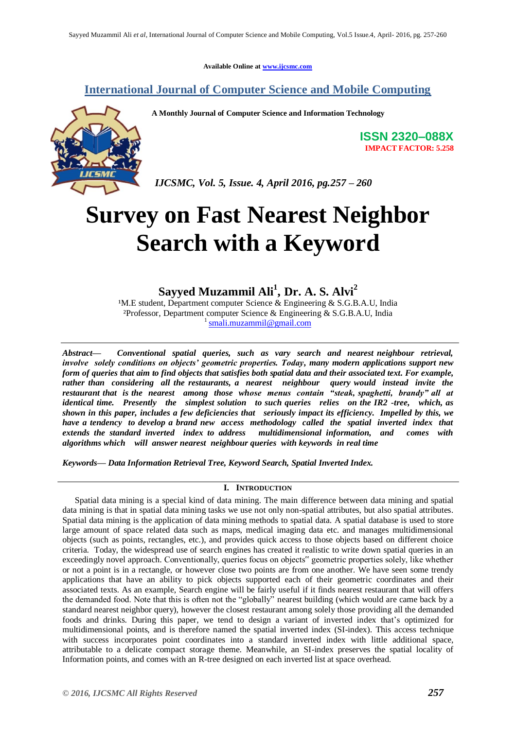Available Online at www.ijcsmc.com

## International Journal of Computer Science and Mobile Computing

**A Monthly Journal of Computer Science and Information Technology**

**ISSN 2320–088X**
**IMPACT FACTOR: 5.258**

*IJCSMC, Vol. 5, Issue. 4, April 2016, pg.257 – 260*

# Survey on Fast Nearest Neighbor Search with a Keyword

**Sayyed Muzammil Ali[1], Dr. A. S. Alvi[2]**

[1]M.E student, Department computer Science & Engineering & S.G.B.A.U, India
[2]Professor, Department computer Science & Engineering & S.G.B.A.U, India
[1] smali.muzammil@gmail.com

***Abstract***— ***Conventional spatial queries, such as vary search and nearest neighbour retrieval, involve solely conditions on objects' geometric properties. Today, many modern applications support new form of queries that aim to find objects that satisfies both spatial data and their associated text. For example, rather than considering all the restaurants, a nearest neighbour query would instead invite the restaurant that is the nearest among those whose menus contain "steak, spaghetti, brandy" all at identical time. Presently the simplest solution to such queries relies on the IR2 -tree, which, as shown in this paper, includes a few deficiencies that seriously impact its efficiency. Impelled by this, we have a tendency to develop a brand new access methodology called the spatial inverted index that extends the standard inverted index to address multidimensional information, and comes with algorithms which will answer nearest neighbour queries with keywords in real time***

***Keywords***— ***Data Information Retrieval Tree, Keyword Search, Spatial Inverted Index.***

## I. Introduction

Spatial data mining is a special kind of data mining. The main difference between data mining and spatial data mining is that in spatial data mining tasks we use not only non-spatial attributes, but also spatial attributes. Spatial data mining is the application of data mining methods to spatial data. A spatial database is used to store large amount of space related data such as maps, medical imaging data etc. and manages multidimensional objects (such as points, rectangles, etc.), and provides quick access to those objects based on different choice criteria. Today, the widespread use of search engines has created it realistic to write down spatial queries in an exceedingly novel approach. Conventionally, queries focus on objects" geometric properties solely, like whether or not a point is in a rectangle, or however close two points are from one another. We have seen some trendy applications that have an ability to pick objects supported each of their geometric coordinates and their associated texts. As an example, Search engine will be fairly useful if it finds nearest restaurant that will offers the demanded food. Note that this is often not the "globally" nearest building (which would are came back by a standard nearest neighbor query), however the closest restaurant among solely those providing all the demanded foods and drinks. During this paper, we tend to design a variant of inverted index that's optimized for multidimensional points, and is therefore named the spatial inverted index (SI-index). This access technique with success incorporates point coordinates into a standard inverted index with little additional space, attributable to a delicate compact storage theme. Meanwhile, an SI-index preserves the spatial locality of Information points, and comes with an R-tree designed on each inverted list at space overhead.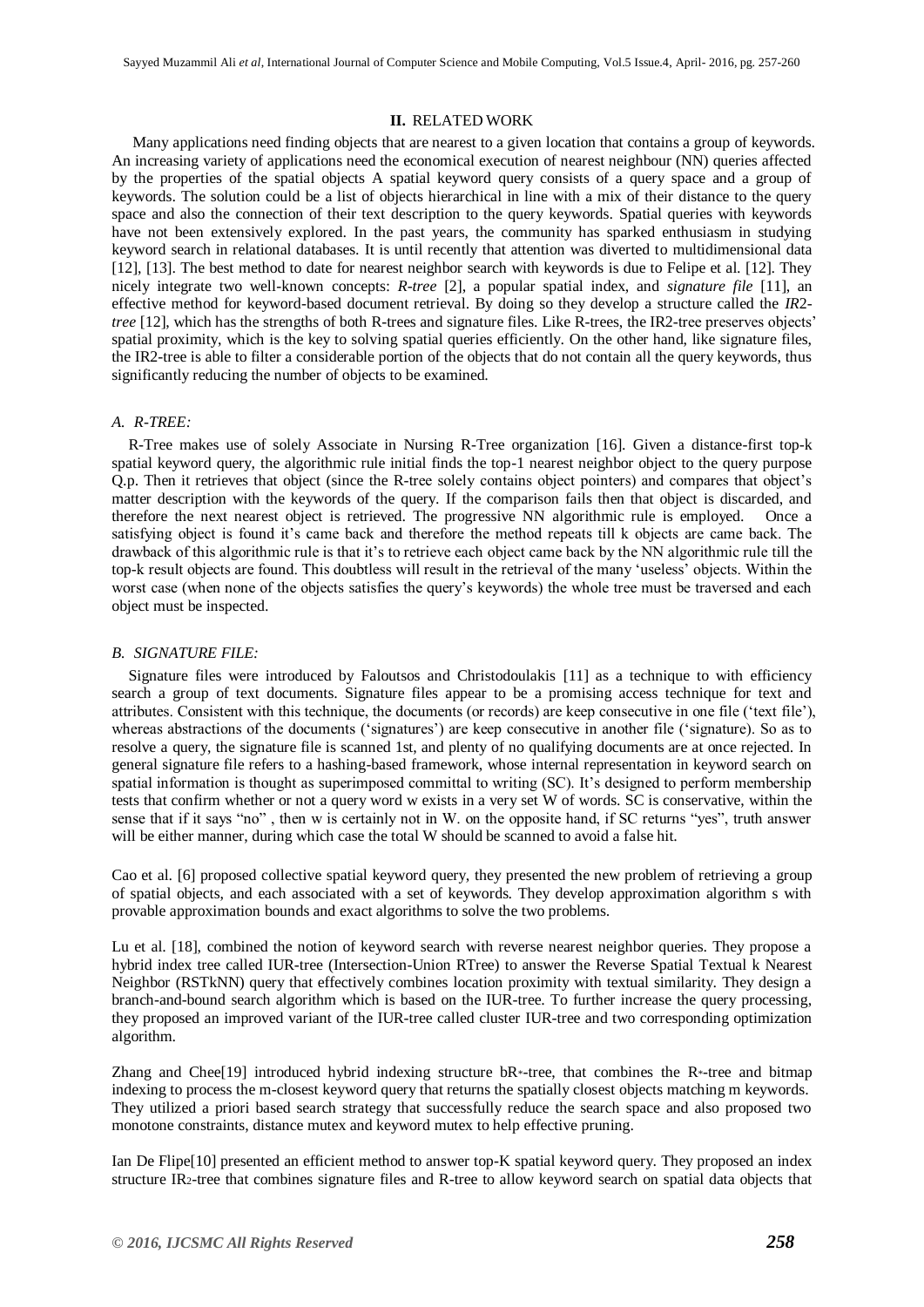## II. RELATED WORK

Many applications need finding objects that are nearest to a given location that contains a group of keywords. An increasing variety of applications need the economical execution of nearest neighbour (NN) queries affected by the properties of the spatial objects A spatial keyword query consists of a query space and a group of keywords. The solution could be a list of objects hierarchical in line with a mix of their distance to the query space and also the connection of their text description to the query keywords. Spatial queries with keywords have not been extensively explored. In the past years, the community has sparked enthusiasm in studying keyword search in relational databases. It is until recently that attention was diverted to multidimensional data [12], [13]. The best method to date for nearest neighbor search with keywords is due to Felipe et al. [12]. They nicely integrate two well-known concepts: *R-tree* [2], a popular spatial index, and *signature file* [11], an effective method for keyword-based document retrieval. By doing so they develop a structure called the *IR2-tree* [12], which has the strengths of both R-trees and signature files. Like R-trees, the IR2-tree preserves objects' spatial proximity, which is the key to solving spatial queries efficiently. On the other hand, like signature files, the IR2-tree is able to filter a considerable portion of the objects that do not contain all the query keywords, thus significantly reducing the number of objects to be examined.

### *A. R-TREE:*

R-Tree makes use of solely Associate in Nursing R-Tree organization [16]. Given a distance-first top-k spatial keyword query, the algorithmic rule initial finds the top-1 nearest neighbor object to the query purpose Q.p. Then it retrieves that object (since the R-tree solely contains object pointers) and compares that object's matter description with the keywords of the query. If the comparison fails then that object is discarded, and therefore the next nearest object is retrieved. The progressive NN algorithmic rule is employed. Once a satisfying object is found it's came back and therefore the method repeats till k objects are came back. The drawback of this algorithmic rule is that it's to retrieve each object came back by the NN algorithmic rule till the top-k result objects are found. This doubtless will result in the retrieval of the many 'useless' objects. Within the worst case (when none of the objects satisfies the query's keywords) the whole tree must be traversed and each object must be inspected.

### *B. SIGNATURE FILE:*

Signature files were introduced by Faloutsos and Christodoulakis [11] as a technique to with efficiency search a group of text documents. Signature files appear to be a promising access technique for text and attributes. Consistent with this technique, the documents (or records) are keep consecutive in one file ('text file'), whereas abstractions of the documents ('signatures') are keep consecutive in another file ('signature). So as to resolve a query, the signature file is scanned 1st, and plenty of no qualifying documents are at once rejected. In general signature file refers to a hashing-based framework, whose internal representation in keyword search on spatial information is thought as superimposed committal to writing (SC). It's designed to perform membership tests that confirm whether or not a query word w exists in a very set W of words. SC is conservative, within the sense that if it says "no" , then w is certainly not in W. on the opposite hand, if SC returns "yes", truth answer will be either manner, during which case the total W should be scanned to avoid a false hit.

Cao et al. [6] proposed collective spatial keyword query, they presented the new problem of retrieving a group of spatial objects, and each associated with a set of keywords. They develop approximation algorithm s with provable approximation bounds and exact algorithms to solve the two problems.

Lu et al. [18], combined the notion of keyword search with reverse nearest neighbor queries. They propose a hybrid index tree called IUR-tree (Intersection-Union RTree) to answer the Reverse Spatial Textual k Nearest Neighbor (RSTkNN) query that effectively combines location proximity with textual similarity. They design a branch-and-bound search algorithm which is based on the IUR-tree. To further increase the query processing, they proposed an improved variant of the IUR-tree called cluster IUR-tree and two corresponding optimization algorithm.

Zhang and Chee[19] introduced hybrid indexing structure bR*-tree, that combines the R*-tree and bitmap indexing to process the m-closest keyword query that returns the spatially closest objects matching m keywords. They utilized a priori based search strategy that successfully reduce the search space and also proposed two monotone constraints, distance mutex and keyword mutex to help effective pruning.

Ian De Flipe[10] presented an efficient method to answer top-K spatial keyword query. They proposed an index structure $IR_2$-tree that combines signature files and R-tree to allow keyword search on spatial data objects that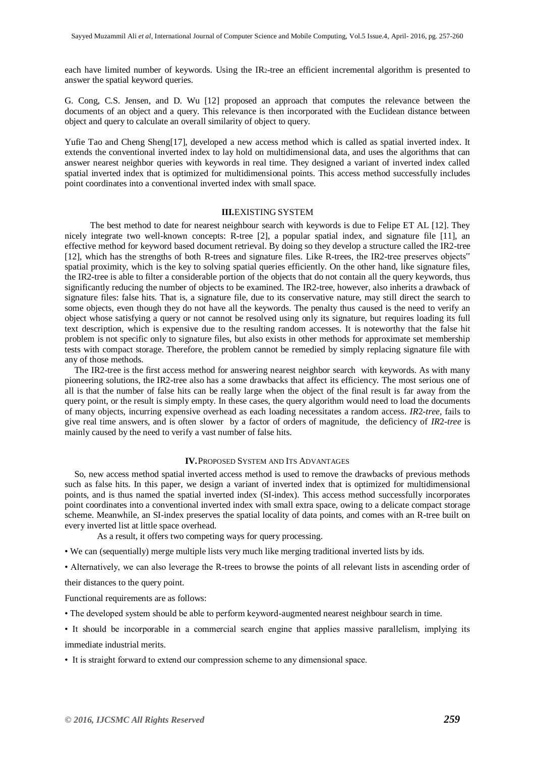each have limited number of keywords. Using the IR$_2$-tree an efficient incremental algorithm is presented to answer the spatial keyword queries.

G. Cong, C.S. Jensen, and D. Wu [12] proposed an approach that computes the relevance between the documents of an object and a query. This relevance is then incorporated with the Euclidean distance between object and query to calculate an overall similarity of object to query.

Yufie Tao and Cheng Sheng[17], developed a new access method which is called as spatial inverted index. It extends the conventional inverted index to lay hold on multidimensional data, and uses the algorithms that can answer nearest neighbor queries with keywords in real time. They designed a variant of inverted index called spatial inverted index that is optimized for multidimensional points. This access method successfully includes point coordinates into a conventional inverted index with small space.

## III. EXISTING SYSTEM

The best method to date for nearest neighbour search with keywords is due to Felipe ET AL [12]. They nicely integrate two well-known concepts: R-tree [2], a popular spatial index, and signature file [11], an effective method for keyword based document retrieval. By doing so they develop a structure called the IR2-tree [12], which has the strengths of both R-trees and signature files. Like R-trees, the IR2-tree preserves objects" spatial proximity, which is the key to solving spatial queries efficiently. On the other hand, like signature files, the IR2-tree is able to filter a considerable portion of the objects that do not contain all the query keywords, thus significantly reducing the number of objects to be examined. The IR2-tree, however, also inherits a drawback of signature files: false hits. That is, a signature file, due to its conservative nature, may still direct the search to some objects, even though they do not have all the keywords. The penalty thus caused is the need to verify an object whose satisfying a query or not cannot be resolved using only its signature, but requires loading its full text description, which is expensive due to the resulting random accesses. It is noteworthy that the false hit problem is not specific only to signature files, but also exists in other methods for approximate set membership tests with compact storage. Therefore, the problem cannot be remedied by simply replacing signature file with any of those methods.

The IR2-tree is the first access method for answering nearest neighbor search with keywords. As with many pioneering solutions, the IR2-tree also has a some drawbacks that affect its efficiency. The most serious one of all is that the number of false hits can be really large when the object of the final result is far away from the query point, or the result is simply empty. In these cases, the query algorithm would need to load the documents of many objects, incurring expensive overhead as each loading necessitates a random access. *IR2-tree*, fails to give real time answers, and is often slower by a factor of orders of magnitude, the deficiency of *IR2-tree* is mainly caused by the need to verify a vast number of false hits.

## IV. PROPOSED SYSTEM AND ITS ADVANTAGES

So, new access method spatial inverted access method is used to remove the drawbacks of previous methods such as false hits. In this paper, we design a variant of inverted index that is optimized for multidimensional points, and is thus named the spatial inverted index (SI-index). This access method successfully incorporates point coordinates into a conventional inverted index with small extra space, owing to a delicate compact storage scheme. Meanwhile, an SI-index preserves the spatial locality of data points, and comes with an R-tree built on every inverted list at little space overhead.

As a result, it offers two competing ways for query processing.

- We can (sequentially) merge multiple lists very much like merging traditional inverted lists by ids.
- Alternatively, we can also leverage the R-trees to browse the points of all relevant lists in ascending order of their distances to the query point.

Functional requirements are as follows:

- The developed system should be able to perform keyword-augmented nearest neighbour search in time.
- It should be incorporable in a commercial search engine that applies massive parallelism, implying its immediate industrial merits.
- It is straight forward to extend our compression scheme to any dimensional space.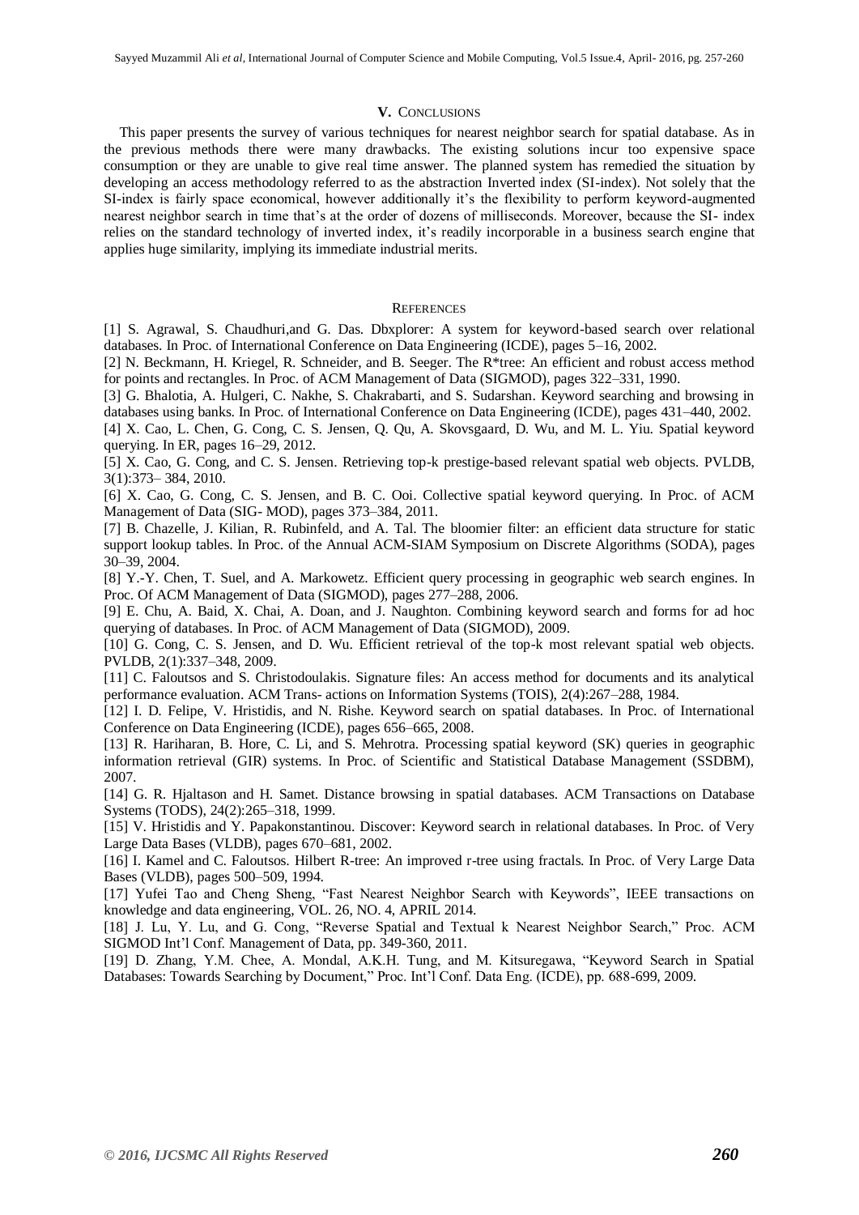## V. CONCLUSIONS

This paper presents the survey of various techniques for nearest neighbor search for spatial database. As in the previous methods there were many drawbacks. The existing solutions incur too expensive space consumption or they are unable to give real time answer. The planned system has remedied the situation by developing an access methodology referred to as the abstraction Inverted index (SI-index). Not solely that the SI-index is fairly space economical, however additionally it's the flexibility to perform keyword-augmented nearest neighbor search in time that's at the order of dozens of milliseconds. Moreover, because the SI- index relies on the standard technology of inverted index, it's readily incorporable in a business search engine that applies huge similarity, implying its immediate industrial merits.

## REFERENCES

[1] S. Agrawal, S. Chaudhuri,and G. Das. Dbxplorer: A system for keyword-based search over relational databases. In Proc. of International Conference on Data Engineering (ICDE), pages 5–16, 2002.

[2] N. Beckmann, H. Kriegel, R. Schneider, and B. Seeger. The R*tree: An efficient and robust access method for points and rectangles. In Proc. of ACM Management of Data (SIGMOD), pages 322–331, 1990.

[3] G. Bhalotia, A. Hulgeri, C. Nakhe, S. Chakrabarti, and S. Sudarshan. Keyword searching and browsing in databases using banks. In Proc. of International Conference on Data Engineering (ICDE), pages 431–440, 2002.

[4] X. Cao, L. Chen, G. Cong, C. S. Jensen, Q. Qu, A. Skovsgaard, D. Wu, and M. L. Yiu. Spatial keyword querying. In ER, pages 16–29, 2012.

[5] X. Cao, G. Cong, and C. S. Jensen. Retrieving top-k prestige-based relevant spatial web objects. PVLDB, 3(1):373– 384, 2010.

[6] X. Cao, G. Cong, C. S. Jensen, and B. C. Ooi. Collective spatial keyword querying. In Proc. of ACM Management of Data (SIG- MOD), pages 373–384, 2011.

[7] B. Chazelle, J. Kilian, R. Rubinfeld, and A. Tal. The bloomier filter: an efficient data structure for static support lookup tables. In Proc. of the Annual ACM-SIAM Symposium on Discrete Algorithms (SODA), pages 30–39, 2004.

[8] Y.-Y. Chen, T. Suel, and A. Markowetz. Efficient query processing in geographic web search engines. In Proc. Of ACM Management of Data (SIGMOD), pages 277–288, 2006.

[9] E. Chu, A. Baid, X. Chai, A. Doan, and J. Naughton. Combining keyword search and forms for ad hoc querying of databases. In Proc. of ACM Management of Data (SIGMOD), 2009.

[10] G. Cong, C. S. Jensen, and D. Wu. Efficient retrieval of the top-k most relevant spatial web objects. PVLDB, 2(1):337–348, 2009.

[11] C. Faloutsos and S. Christodoulakis. Signature files: An access method for documents and its analytical performance evaluation. ACM Trans- actions on Information Systems (TOIS), 2(4):267–288, 1984.

[12] I. D. Felipe, V. Hristidis, and N. Rishe. Keyword search on spatial databases. In Proc. of International Conference on Data Engineering (ICDE), pages 656–665, 2008.

[13] R. Hariharan, B. Hore, C. Li, and S. Mehrotra. Processing spatial keyword (SK) queries in geographic information retrieval (GIR) systems. In Proc. of Scientific and Statistical Database Management (SSDBM), 2007.

[14] G. R. Hjaltason and H. Samet. Distance browsing in spatial databases. ACM Transactions on Database Systems (TODS), 24(2):265–318, 1999.

[15] V. Hristidis and Y. Papakonstantinou. Discover: Keyword search in relational databases. In Proc. of Very Large Data Bases (VLDB), pages 670–681, 2002.

[16] I. Kamel and C. Faloutsos. Hilbert R-tree: An improved r-tree using fractals. In Proc. of Very Large Data Bases (VLDB), pages 500–509, 1994.

[17] Yufei Tao and Cheng Sheng, "Fast Nearest Neighbor Search with Keywords", IEEE transactions on knowledge and data engineering, VOL. 26, NO. 4, APRIL 2014.

[18] J. Lu, Y. Lu, and G. Cong, "Reverse Spatial and Textual k Nearest Neighbor Search," Proc. ACM SIGMOD Int'l Conf. Management of Data, pp. 349-360, 2011.

[19] D. Zhang, Y.M. Chee, A. Mondal, A.K.H. Tung, and M. Kitsuregawa, "Keyword Search in Spatial Databases: Towards Searching by Document," Proc. Int'l Conf. Data Eng. (ICDE), pp. 688-699, 2009.